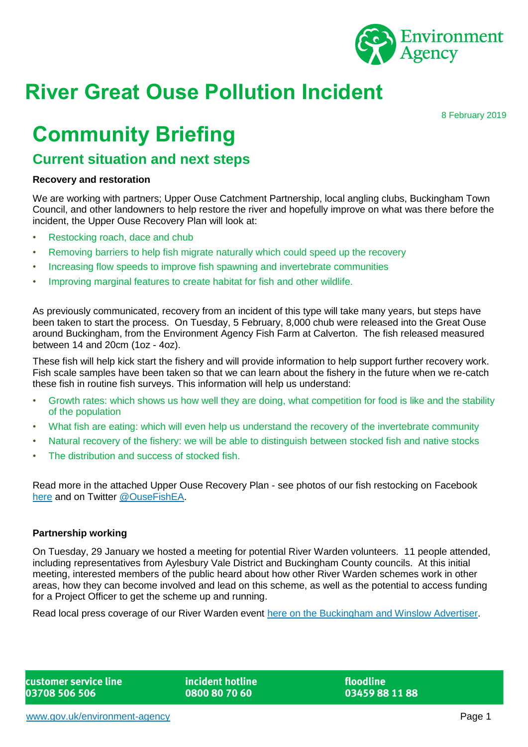# River Great Ouse Pollution Incident

8 February 2019

# Community Briefing

## Current situation and next steps

**Recovery and restoration**

We are working with partners; Upper Ouse Catchment Partnership, local angling clubs, Buckingham Town Council, and other landowners to help restore the river and hopefully improve on what was there before the incident, the Upper Ouse Recovery Plan will look at:

- Restocking roach, dace and chub
- Removing barriers to help fish migrate naturally which could speed up the recovery
- Increasing flow speeds to improve fish spawning and invertebrate communities
- Improving marginal features to create habitat for fish and other wildlife.

As previously communicated, recovery from an incident of this type will take many years, but steps have been taken to start the process. On Tuesday, 5 February, 8,000 chub were released into the Great Ouse around Buckingham, from the Environment Agency Fish Farm at Calverton. The fish released measured between 14 and 20cm (1oz - 4oz).

These fish will help kick start the fishery and will provide information to help support further recovery work. Fish scale samples have been taken so that we can learn about the fishery in the future when we re-catch these fish in routine fish surveys. This information will help us understand:

- Growth rates: which shows us how well they are doing, what competition for food is like and the stability of the population
- What fish are eating: which will even help us understand the recovery of the invertebrate community
- Natural recovery of the fishery: we will be able to distinguish between stocked fish and native stocks
- The distribution and success of stocked fish.

Read more in the attached Upper Ouse Recovery Plan - see photos of our fish restocking on Facebook here and on Twitter @OuseFishEA.

**Partnership working**

On Tuesday, 29 January we hosted a meeting for potential River Warden volunteers. 11 people attended, including representatives from Aylesbury Vale District and Buckingham County councils. At this initial meeting, interested members of the public heard about how other River Warden schemes work in other areas, how they can become involved and lead on this scheme, as well as the potential to access funding for a Project Officer to get the scheme up and running.

Read local press coverage of our River Warden event here on the Buckingham and Winslow Advertiser.

**customer service line**
**03708 506 506**

**incident hotline**
**0800 80 70 60**

**floodline**
**03459 88 11 88**

www.gov.uk/environment-agency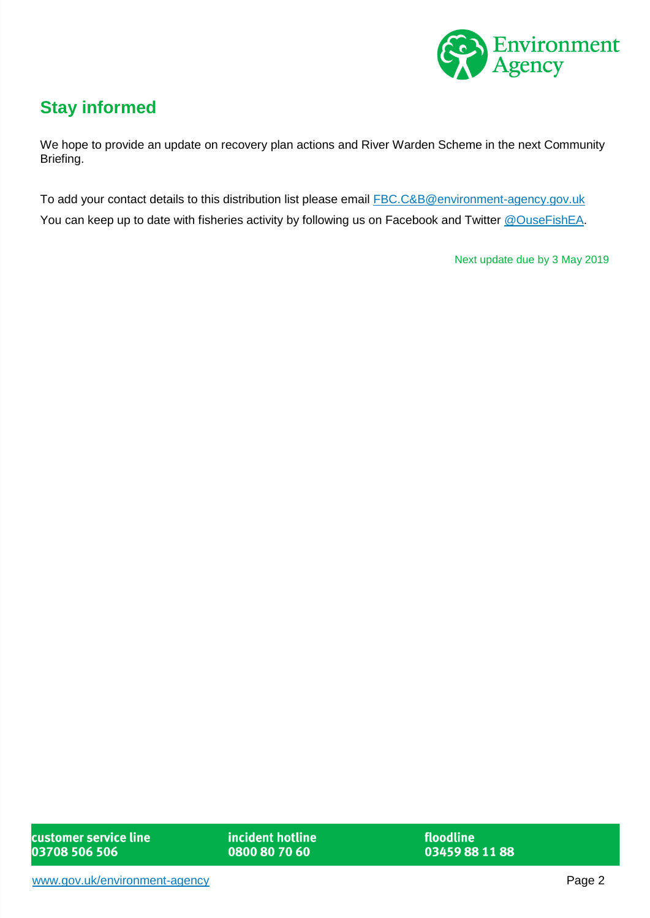## Stay informed

We hope to provide an update on recovery plan actions and River Warden Scheme in the next Community Briefing.

To add your contact details to this distribution list please email FBC.C&B@environment-agency.gov.uk

You can keep up to date with fisheries activity by following us on Facebook and Twitter @OuseFishEA.

Next update due by 3 May 2019

**customer service line**
**03708 506 506**

**incident hotline**
**0800 80 70 60**

**floodline**
**03459 88 11 88**

www.gov.uk/environment-agency